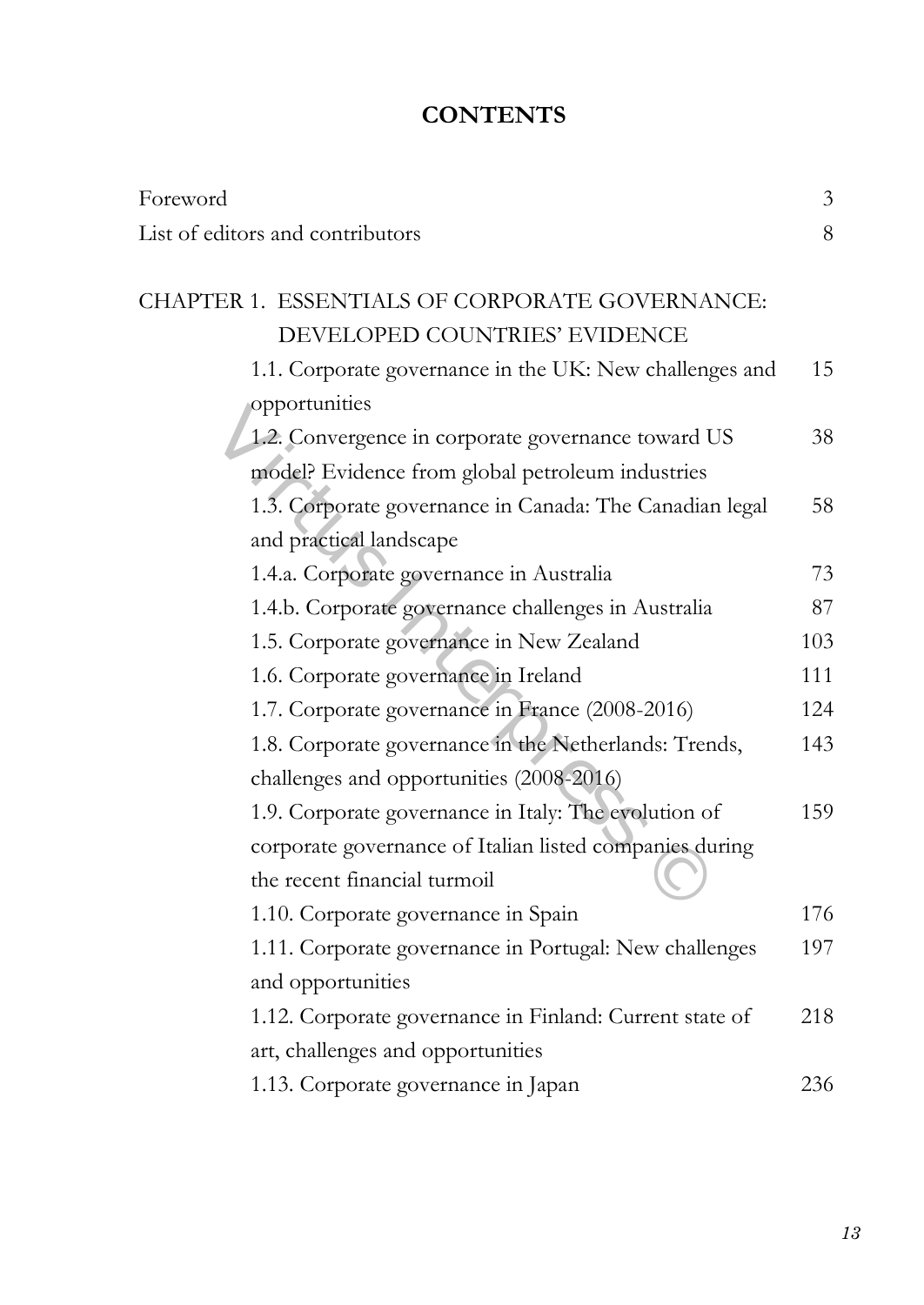# CONTENTS

| | |
|---|---|
| Foreword | 3 |
| List of editors and contributors | 8 |
| **CHAPTER 1. ESSENTIALS OF CORPORATE GOVERNANCE: DEVELOPED COUNTRIES' EVIDENCE** | |
| 1.1. Corporate governance in the UK: New challenges and opportunities | 15 |
| 1.2. Convergence in corporate governance toward US model? Evidence from global petroleum industries | 38 |
| 1.3. Corporate governance in Canada: The Canadian legal and practical landscape | 58 |
| 1.4.a. Corporate governance in Australia | 73 |
| 1.4.b. Corporate governance challenges in Australia | 87 |
| 1.5. Corporate governance in New Zealand | 103 |
| 1.6. Corporate governance in Ireland | 111 |
| 1.7. Corporate governance in France (2008-2016) | 124 |
| 1.8. Corporate governance in the Netherlands: Trends, challenges and opportunities (2008-2016) | 143 |
| 1.9. Corporate governance in Italy: The evolution of corporate governance of Italian listed companies during the recent financial turmoil | 159 |
| 1.10. Corporate governance in Spain | 176 |
| 1.11. Corporate governance in Portugal: New challenges and opportunities | 197 |
| 1.12. Corporate governance in Finland: Current state of art, challenges and opportunities | 218 |
| 1.13. Corporate governance in Japan | 236 |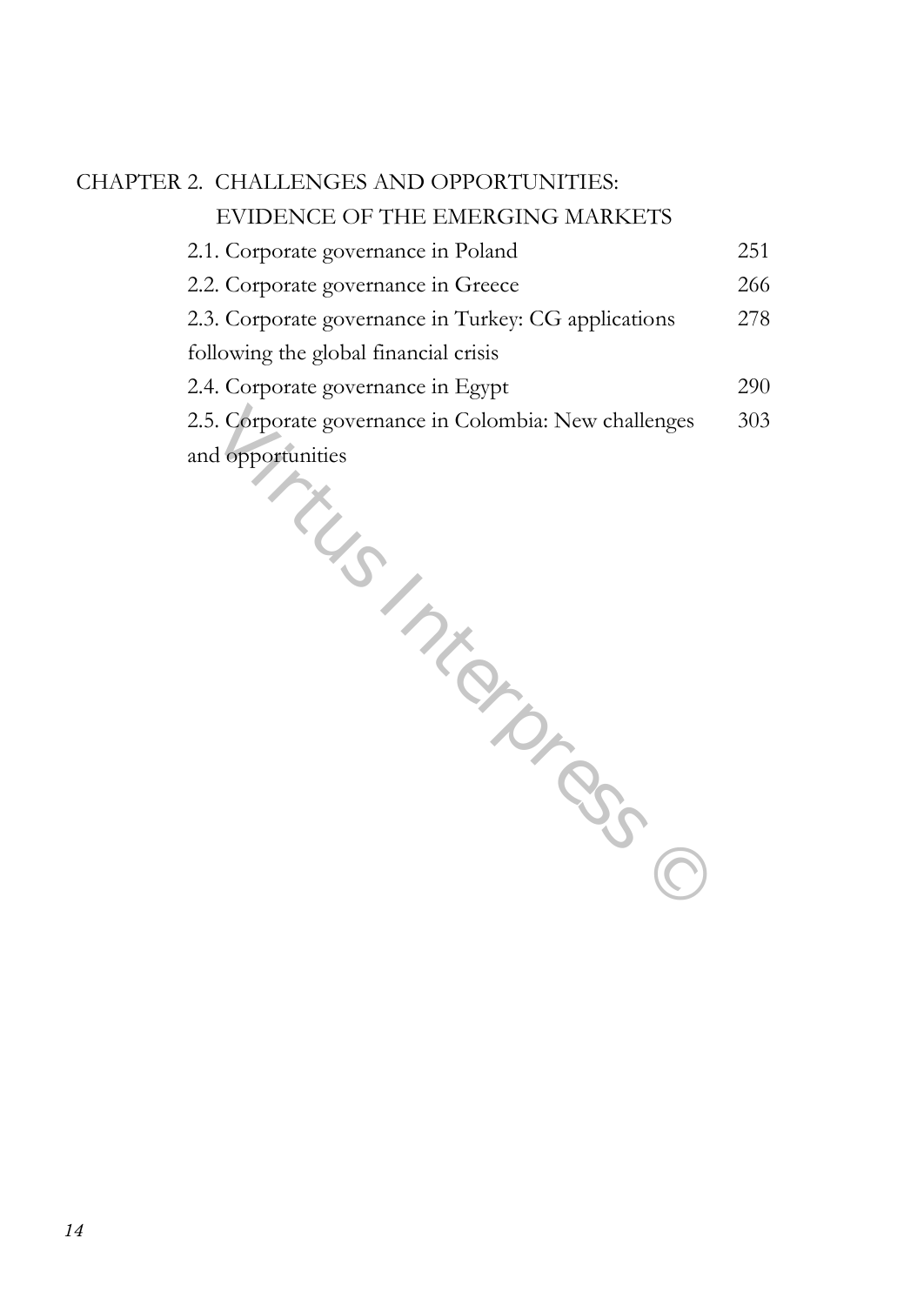CHAPTER 2. CHALLENGES AND OPPORTUNITIES: EVIDENCE OF THE EMERGING MARKETS

| | |
|---|---|
| 2.1. Corporate governance in Poland | 251 |
| 2.2. Corporate governance in Greece | 266 |
| 2.3. Corporate governance in Turkey: CG applications following the global financial crisis | 278 |
| 2.4. Corporate governance in Egypt | 290 |
| 2.5. Corporate governance in Colombia: New challenges and opportunities | 303 |